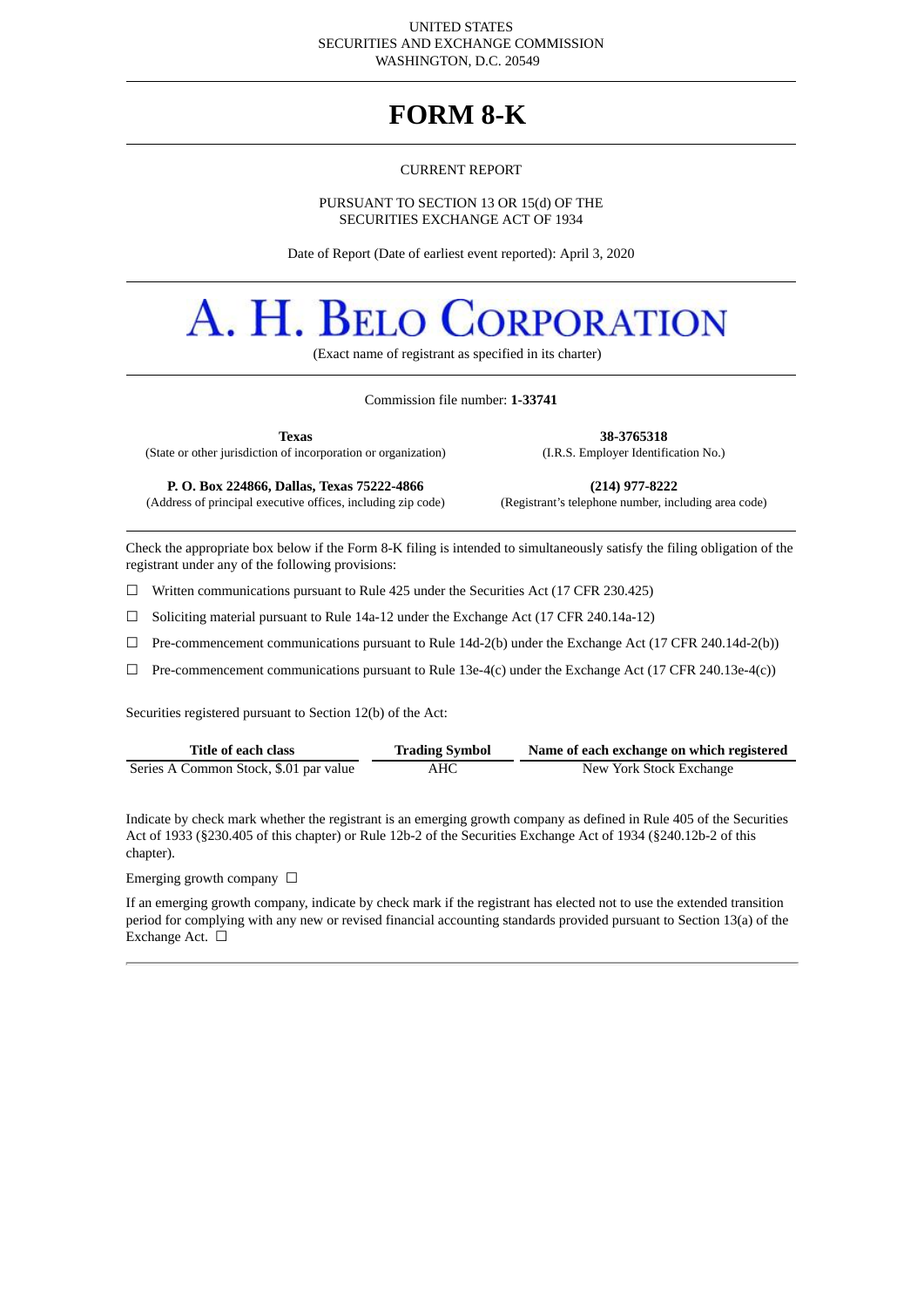UNITED STATES
SECURITIES AND EXCHANGE COMMISSION
WASHINGTON, D.C. 20549

# FORM 8-K

CURRENT REPORT

PURSUANT TO SECTION 13 OR 15(d) OF THE
SECURITIES EXCHANGE ACT OF 1934

Date of Report (Date of earliest event reported): April 3, 2020

# A. H. BELO CORPORATION

(Exact name of registrant as specified in its charter)

Commission file number: **1-33741**

| **Texas** | **38-3765318** |
|---|---|
| (State or other jurisdiction of incorporation or organization) | (I.R.S. Employer Identification No.) |
| **P. O. Box 224866, Dallas, Texas 75222-4866** | **(214) 977-8222** |
| (Address of principal executive offices, including zip code) | (Registrant's telephone number, including area code) |

Check the appropriate box below if the Form 8-K filing is intended to simultaneously satisfy the filing obligation of the registrant under any of the following provisions:

☐ Written communications pursuant to Rule 425 under the Securities Act (17 CFR 230.425)

☐ Soliciting material pursuant to Rule 14a-12 under the Exchange Act (17 CFR 240.14a-12)

☐ Pre-commencement communications pursuant to Rule 14d-2(b) under the Exchange Act (17 CFR 240.14d-2(b))

☐ Pre-commencement communications pursuant to Rule 13e-4(c) under the Exchange Act (17 CFR 240.13e-4(c))

Securities registered pursuant to Section 12(b) of the Act:

| Title of each class | Trading Symbol | Name of each exchange on which registered |
|---|---|---|
| Series A Common Stock, $.01 par value | AHC | New York Stock Exchange |

Indicate by check mark whether the registrant is an emerging growth company as defined in Rule 405 of the Securities Act of 1933 (§230.405 of this chapter) or Rule 12b-2 of the Securities Exchange Act of 1934 (§240.12b-2 of this chapter).

Emerging growth company ☐

If an emerging growth company, indicate by check mark if the registrant has elected not to use the extended transition period for complying with any new or revised financial accounting standards provided pursuant to Section 13(a) of the Exchange Act. ☐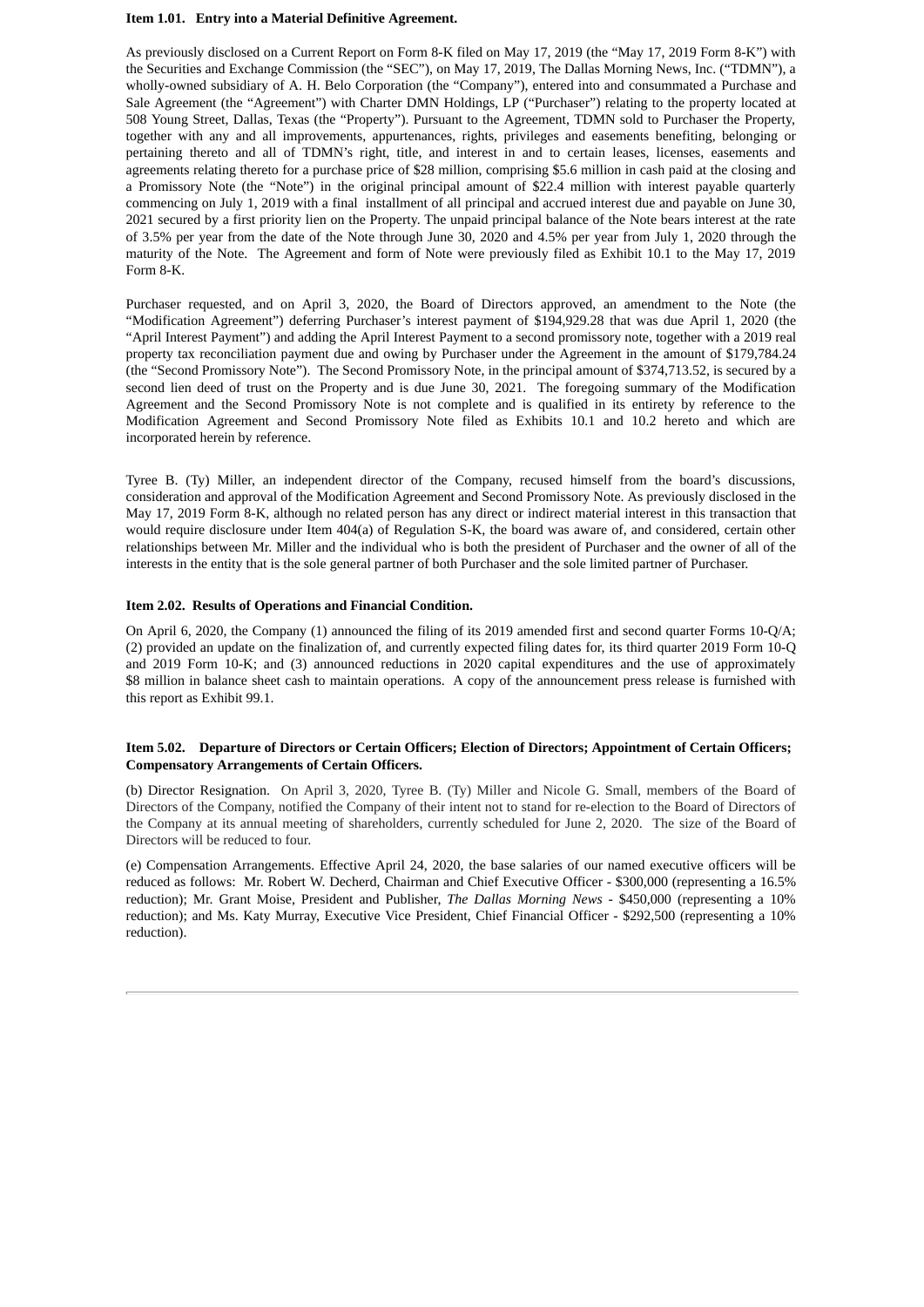**Item 1.01. Entry into a Material Definitive Agreement.**

As previously disclosed on a Current Report on Form 8-K filed on May 17, 2019 (the "May 17, 2019 Form 8-K") with the Securities and Exchange Commission (the "SEC"), on May 17, 2019, The Dallas Morning News, Inc. ("TDMN"), a wholly-owned subsidiary of A. H. Belo Corporation (the "Company"), entered into and consummated a Purchase and Sale Agreement (the "Agreement") with Charter DMN Holdings, LP ("Purchaser") relating to the property located at 508 Young Street, Dallas, Texas (the "Property"). Pursuant to the Agreement, TDMN sold to Purchaser the Property, together with any and all improvements, appurtenances, rights, privileges and easements benefiting, belonging or pertaining thereto and all of TDMN's right, title, and interest in and to certain leases, licenses, easements and agreements relating thereto for a purchase price of $28 million, comprising $5.6 million in cash paid at the closing and a Promissory Note (the "Note") in the original principal amount of $22.4 million with interest payable quarterly commencing on July 1, 2019 with a final installment of all principal and accrued interest due and payable on June 30, 2021 secured by a first priority lien on the Property. The unpaid principal balance of the Note bears interest at the rate of 3.5% per year from the date of the Note through June 30, 2020 and 4.5% per year from July 1, 2020 through the maturity of the Note. The Agreement and form of Note were previously filed as Exhibit 10.1 to the May 17, 2019 Form 8-K.

Purchaser requested, and on April 3, 2020, the Board of Directors approved, an amendment to the Note (the "Modification Agreement") deferring Purchaser's interest payment of $194,929.28 that was due April 1, 2020 (the "April Interest Payment") and adding the April Interest Payment to a second promissory note, together with a 2019 real property tax reconciliation payment due and owing by Purchaser under the Agreement in the amount of $179,784.24 (the "Second Promissory Note"). The Second Promissory Note, in the principal amount of $374,713.52, is secured by a second lien deed of trust on the Property and is due June 30, 2021. The foregoing summary of the Modification Agreement and the Second Promissory Note is not complete and is qualified in its entirety by reference to the Modification Agreement and Second Promissory Note filed as Exhibits 10.1 and 10.2 hereto and which are incorporated herein by reference.

Tyree B. (Ty) Miller, an independent director of the Company, recused himself from the board's discussions, consideration and approval of the Modification Agreement and Second Promissory Note. As previously disclosed in the May 17, 2019 Form 8-K, although no related person has any direct or indirect material interest in this transaction that would require disclosure under Item 404(a) of Regulation S-K, the board was aware of, and considered, certain other relationships between Mr. Miller and the individual who is both the president of Purchaser and the owner of all of the interests in the entity that is the sole general partner of both Purchaser and the sole limited partner of Purchaser.

**Item 2.02. Results of Operations and Financial Condition.**

On April 6, 2020, the Company (1) announced the filing of its 2019 amended first and second quarter Forms 10-Q/A; (2) provided an update on the finalization of, and currently expected filing dates for, its third quarter 2019 Form 10-Q and 2019 Form 10-K; and (3) announced reductions in 2020 capital expenditures and the use of approximately $8 million in balance sheet cash to maintain operations. A copy of the announcement press release is furnished with this report as Exhibit 99.1.

**Item 5.02. Departure of Directors or Certain Officers; Election of Directors; Appointment of Certain Officers; Compensatory Arrangements of Certain Officers.**

(b) Director Resignation. On April 3, 2020, Tyree B. (Ty) Miller and Nicole G. Small, members of the Board of Directors of the Company, notified the Company of their intent not to stand for re-election to the Board of Directors of the Company at its annual meeting of shareholders, currently scheduled for June 2, 2020. The size of the Board of Directors will be reduced to four.

(e) Compensation Arrangements. Effective April 24, 2020, the base salaries of our named executive officers will be reduced as follows: Mr. Robert W. Decherd, Chairman and Chief Executive Officer - $300,000 (representing a 16.5% reduction); Mr. Grant Moise, President and Publisher, *The Dallas Morning News* - $450,000 (representing a 10% reduction); and Ms. Katy Murray, Executive Vice President, Chief Financial Officer - $292,500 (representing a 10% reduction).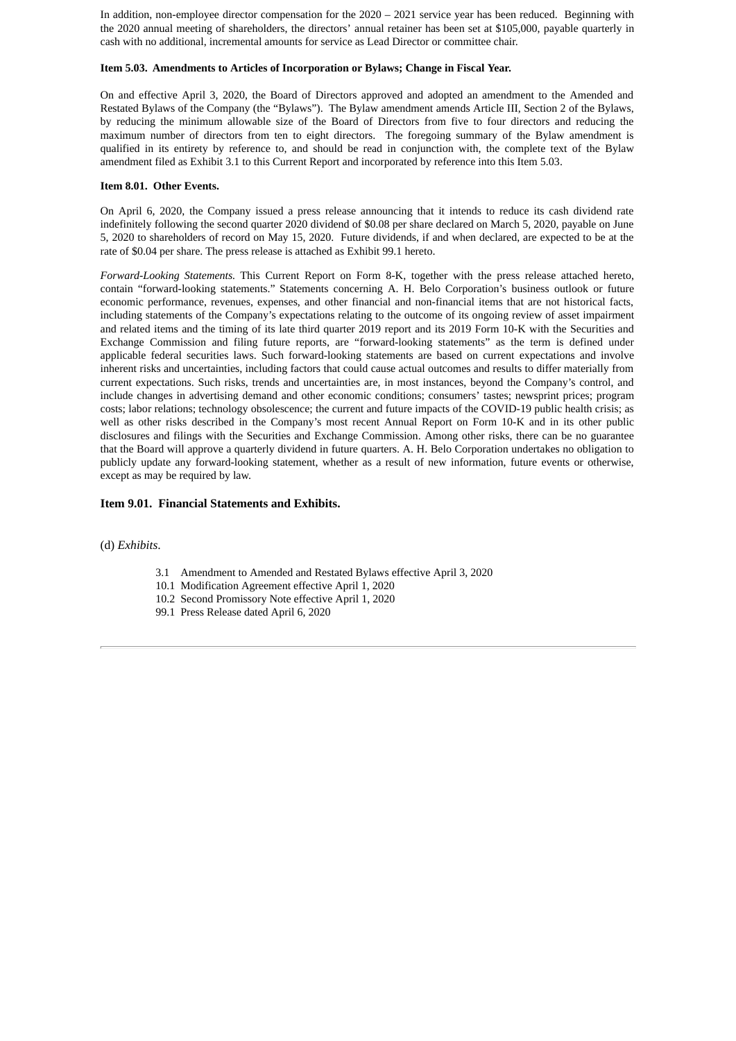In addition, non-employee director compensation for the 2020 – 2021 service year has been reduced. Beginning with the 2020 annual meeting of shareholders, the directors' annual retainer has been set at $105,000, payable quarterly in cash with no additional, incremental amounts for service as Lead Director or committee chair.

**Item 5.03. Amendments to Articles of Incorporation or Bylaws; Change in Fiscal Year.**

On and effective April 3, 2020, the Board of Directors approved and adopted an amendment to the Amended and Restated Bylaws of the Company (the "Bylaws"). The Bylaw amendment amends Article III, Section 2 of the Bylaws, by reducing the minimum allowable size of the Board of Directors from five to four directors and reducing the maximum number of directors from ten to eight directors. The foregoing summary of the Bylaw amendment is qualified in its entirety by reference to, and should be read in conjunction with, the complete text of the Bylaw amendment filed as Exhibit 3.1 to this Current Report and incorporated by reference into this Item 5.03.

**Item 8.01. Other Events.**

On April 6, 2020, the Company issued a press release announcing that it intends to reduce its cash dividend rate indefinitely following the second quarter 2020 dividend of $0.08 per share declared on March 5, 2020, payable on June 5, 2020 to shareholders of record on May 15, 2020. Future dividends, if and when declared, are expected to be at the rate of $0.04 per share. The press release is attached as Exhibit 99.1 hereto.

*Forward-Looking Statements.* This Current Report on Form 8-K, together with the press release attached hereto, contain "forward-looking statements." Statements concerning A. H. Belo Corporation's business outlook or future economic performance, revenues, expenses, and other financial and non-financial items that are not historical facts, including statements of the Company's expectations relating to the outcome of its ongoing review of asset impairment and related items and the timing of its late third quarter 2019 report and its 2019 Form 10-K with the Securities and Exchange Commission and filing future reports, are "forward-looking statements" as the term is defined under applicable federal securities laws. Such forward-looking statements are based on current expectations and involve inherent risks and uncertainties, including factors that could cause actual outcomes and results to differ materially from current expectations. Such risks, trends and uncertainties are, in most instances, beyond the Company's control, and include changes in advertising demand and other economic conditions; consumers' tastes; newsprint prices; program costs; labor relations; technology obsolescence; the current and future impacts of the COVID-19 public health crisis; as well as other risks described in the Company's most recent Annual Report on Form 10-K and in its other public disclosures and filings with the Securities and Exchange Commission. Among other risks, there can be no guarantee that the Board will approve a quarterly dividend in future quarters. A. H. Belo Corporation undertakes no obligation to publicly update any forward-looking statement, whether as a result of new information, future events or otherwise, except as may be required by law.

**Item 9.01. Financial Statements and Exhibits.**

(d) *Exhibits*.

- 3.1 Amendment to Amended and Restated Bylaws effective April 3, 2020
- 10.1 Modification Agreement effective April 1, 2020
- 10.2 Second Promissory Note effective April 1, 2020
- 99.1 Press Release dated April 6, 2020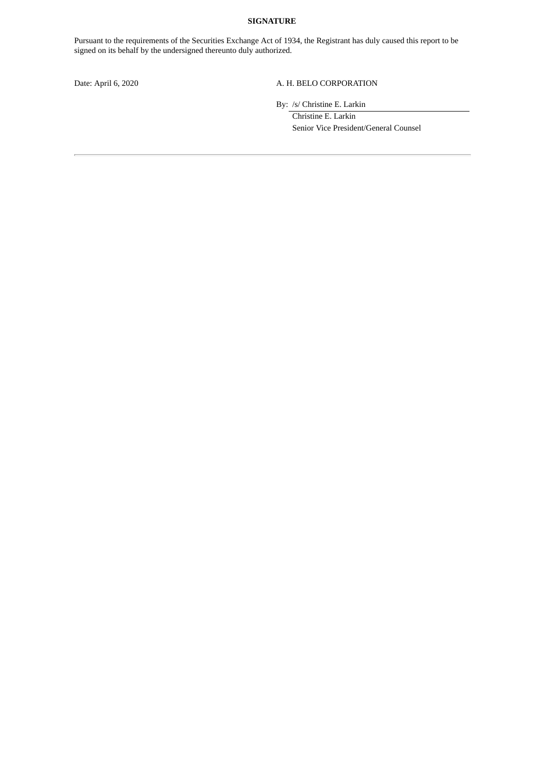**SIGNATURE**

Pursuant to the requirements of the Securities Exchange Act of 1934, the Registrant has duly caused this report to be signed on its behalf by the undersigned thereunto duly authorized.

Date: April 6, 2020

A. H. BELO CORPORATION

By: /s/ Christine E. Larkin

Christine E. Larkin
Senior Vice President/General Counsel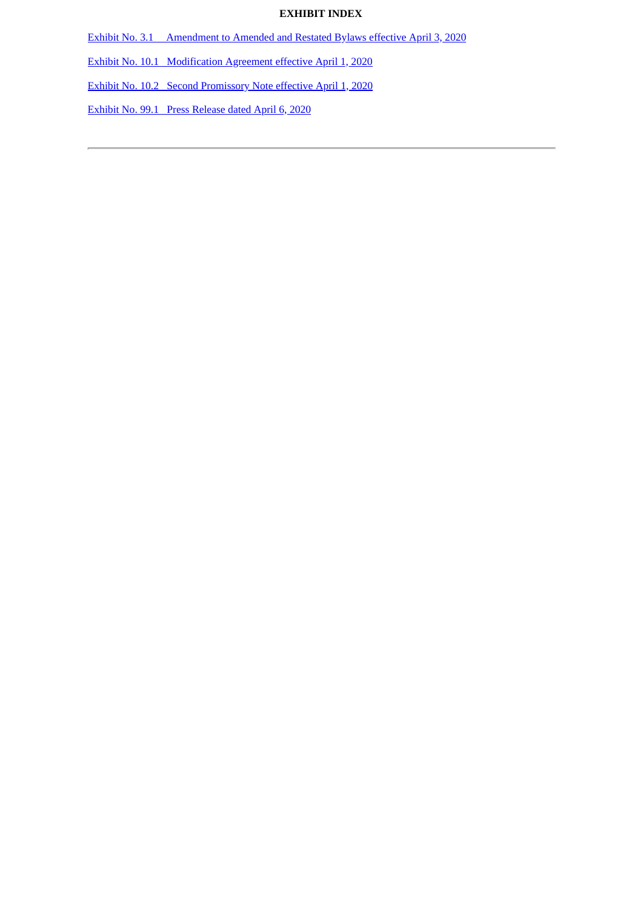**EXHIBIT INDEX**

Exhibit No. 3.1 Amendment to Amended and Restated Bylaws effective April 3, 2020

Exhibit No. 10.1 Modification Agreement effective April 1, 2020

Exhibit No. 10.2 Second Promissory Note effective April 1, 2020

Exhibit No. 99.1 Press Release dated April 6, 2020

---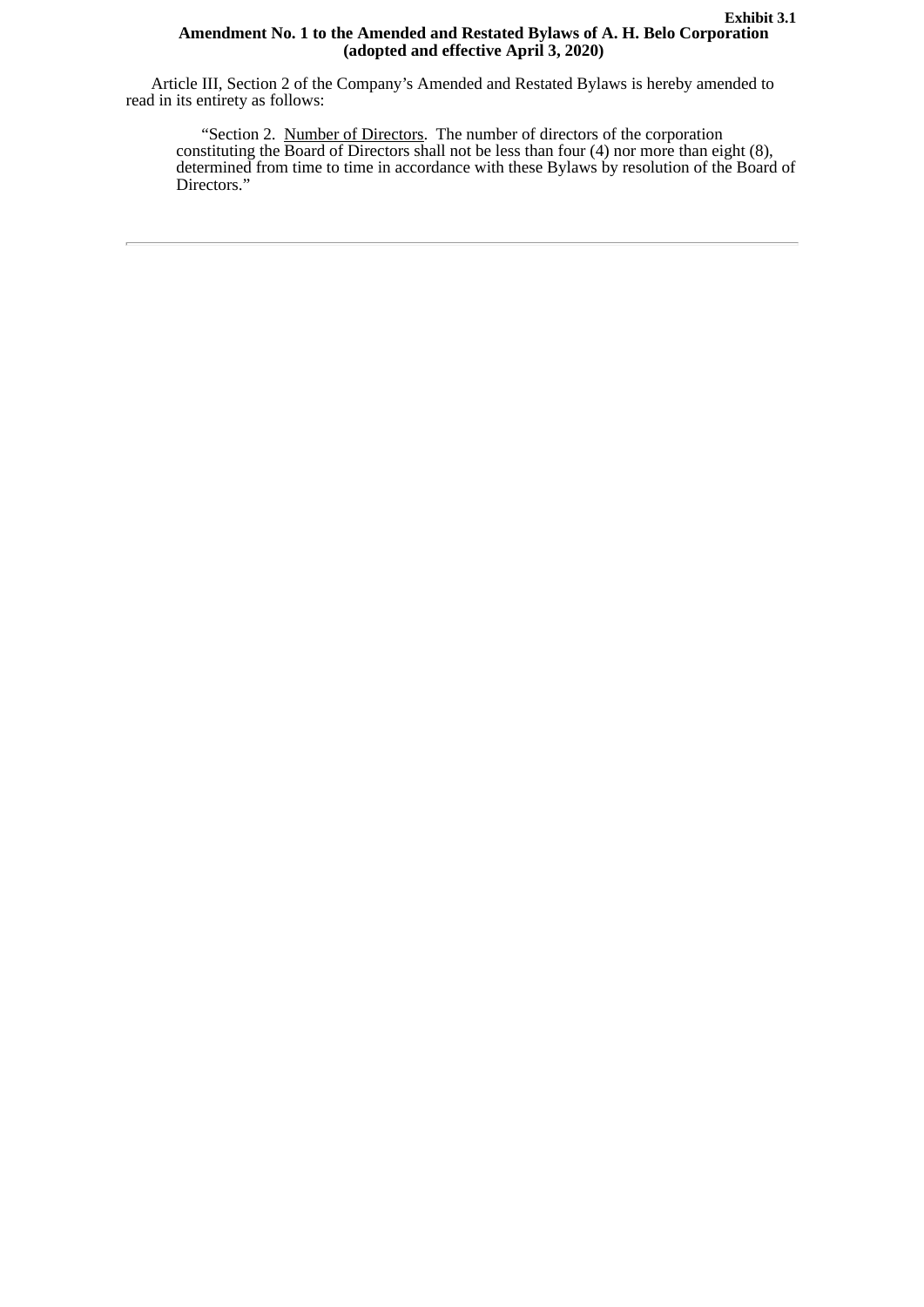**Exhibit 3.1**

**Amendment No. 1 to the Amended and Restated Bylaws of A. H. Belo Corporation (adopted and effective April 3, 2020)**

Article III, Section 2 of the Company's Amended and Restated Bylaws is hereby amended to read in its entirety as follows:

> "Section 2. Number of Directors. The number of directors of the corporation constituting the Board of Directors shall not be less than four (4) nor more than eight (8), determined from time to time in accordance with these Bylaws by resolution of the Board of Directors."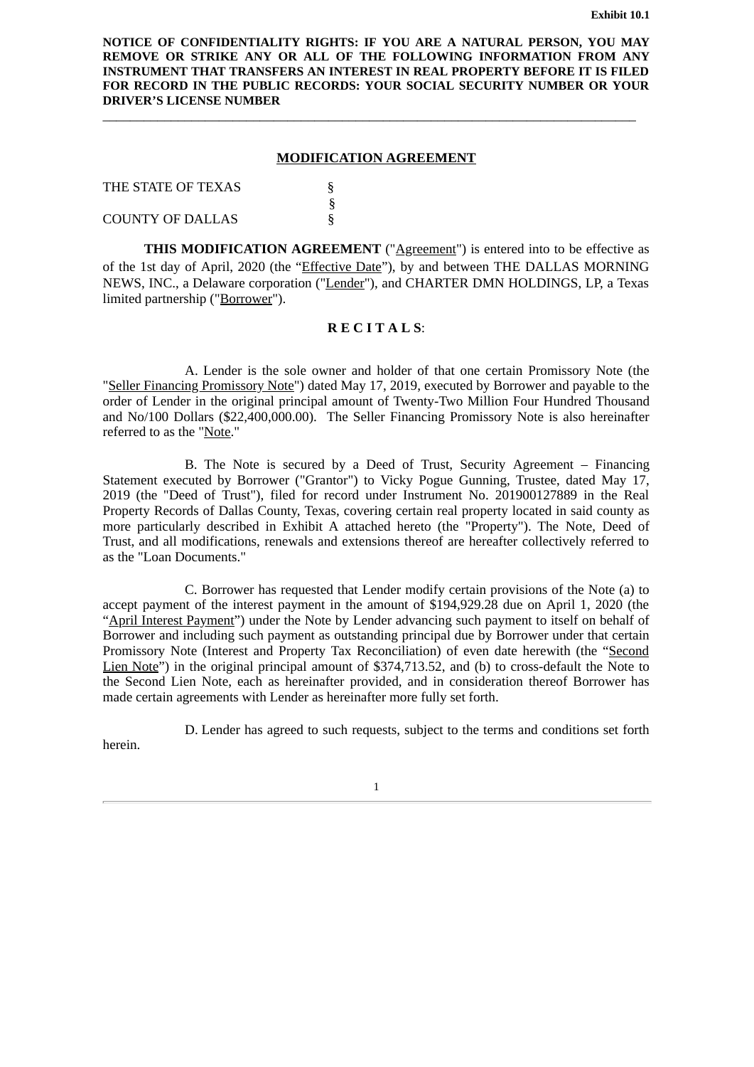Exhibit 10.1

**NOTICE OF CONFIDENTIALITY RIGHTS: IF YOU ARE A NATURAL PERSON, YOU MAY REMOVE OR STRIKE ANY OR ALL OF THE FOLLOWING INFORMATION FROM ANY INSTRUMENT THAT TRANSFERS AN INTEREST IN REAL PROPERTY BEFORE IT IS FILED FOR RECORD IN THE PUBLIC RECORDS: YOUR SOCIAL SECURITY NUMBER OR YOUR DRIVER'S LICENSE NUMBER**

---

**MODIFICATION AGREEMENT**

THE STATE OF TEXAS §
§
COUNTY OF DALLAS §

**THIS MODIFICATION AGREEMENT** ("Agreement") is entered into to be effective as of the 1st day of April, 2020 (the "Effective Date"), by and between THE DALLAS MORNING NEWS, INC., a Delaware corporation ("Lender"), and CHARTER DMN HOLDINGS, LP, a Texas limited partnership ("Borrower").

**R E C I T A L S**:

A. Lender is the sole owner and holder of that one certain Promissory Note (the "Seller Financing Promissory Note") dated May 17, 2019, executed by Borrower and payable to the order of Lender in the original principal amount of Twenty-Two Million Four Hundred Thousand and No/100 Dollars ($22,400,000.00). The Seller Financing Promissory Note is also hereinafter referred to as the "Note."

B. The Note is secured by a Deed of Trust, Security Agreement – Financing Statement executed by Borrower ("Grantor") to Vicky Pogue Gunning, Trustee, dated May 17, 2019 (the "Deed of Trust"), filed for record under Instrument No. 201900127889 in the Real Property Records of Dallas County, Texas, covering certain real property located in said county as more particularly described in Exhibit A attached hereto (the "Property"). The Note, Deed of Trust, and all modifications, renewals and extensions thereof are hereafter collectively referred to as the "Loan Documents."

C. Borrower has requested that Lender modify certain provisions of the Note (a) to accept payment of the interest payment in the amount of $194,929.28 due on April 1, 2020 (the "April Interest Payment") under the Note by Lender advancing such payment to itself on behalf of Borrower and including such payment as outstanding principal due by Borrower under that certain Promissory Note (Interest and Property Tax Reconciliation) of even date herewith (the "Second Lien Note") in the original principal amount of $374,713.52, and (b) to cross-default the Note to the Second Lien Note, each as hereinafter provided, and in consideration thereof Borrower has made certain agreements with Lender as hereinafter more fully set forth.

D. Lender has agreed to such requests, subject to the terms and conditions set forth herein.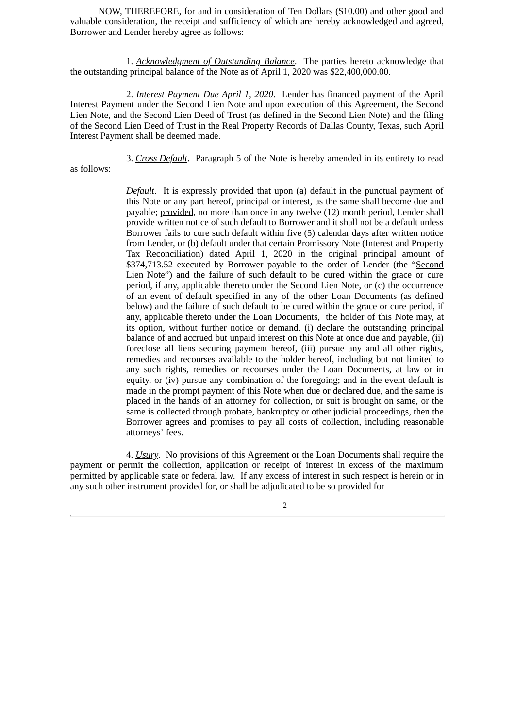NOW, THEREFORE, for and in consideration of Ten Dollars ($10.00) and other good and valuable consideration, the receipt and sufficiency of which are hereby acknowledged and agreed, Borrower and Lender hereby agree as follows:

1. *Acknowledgment of Outstanding Balance*. The parties hereto acknowledge that the outstanding principal balance of the Note as of April 1, 2020 was $22,400,000.00.

2. *Interest Payment Due April 1, 2020*. Lender has financed payment of the April Interest Payment under the Second Lien Note and upon execution of this Agreement, the Second Lien Note, and the Second Lien Deed of Trust (as defined in the Second Lien Note) and the filing of the Second Lien Deed of Trust in the Real Property Records of Dallas County, Texas, such April Interest Payment shall be deemed made.

3. *Cross Default*. Paragraph 5 of the Note is hereby amended in its entirety to read as follows:

> *Default*. It is expressly provided that upon (a) default in the punctual payment of this Note or any part hereof, principal or interest, as the same shall become due and payable; provided, no more than once in any twelve (12) month period, Lender shall provide written notice of such default to Borrower and it shall not be a default unless Borrower fails to cure such default within five (5) calendar days after written notice from Lender, or (b) default under that certain Promissory Note (Interest and Property Tax Reconciliation) dated April 1, 2020 in the original principal amount of $374,713.52 executed by Borrower payable to the order of Lender (the "Second Lien Note") and the failure of such default to be cured within the grace or cure period, if any, applicable thereto under the Second Lien Note, or (c) the occurrence of an event of default specified in any of the other Loan Documents (as defined below) and the failure of such default to be cured within the grace or cure period, if any, applicable thereto under the Loan Documents, the holder of this Note may, at its option, without further notice or demand, (i) declare the outstanding principal balance of and accrued but unpaid interest on this Note at once due and payable, (ii) foreclose all liens securing payment hereof, (iii) pursue any and all other rights, remedies and recourses available to the holder hereof, including but not limited to any such rights, remedies or recourses under the Loan Documents, at law or in equity, or (iv) pursue any combination of the foregoing; and in the event default is made in the prompt payment of this Note when due or declared due, and the same is placed in the hands of an attorney for collection, or suit is brought on same, or the same is collected through probate, bankruptcy or other judicial proceedings, then the Borrower agrees and promises to pay all costs of collection, including reasonable attorneys' fees.

4. *Usury*. No provisions of this Agreement or the Loan Documents shall require the payment or permit the collection, application or receipt of interest in excess of the maximum permitted by applicable state or federal law. If any excess of interest in such respect is herein or in any such other instrument provided for, or shall be adjudicated to be so provided for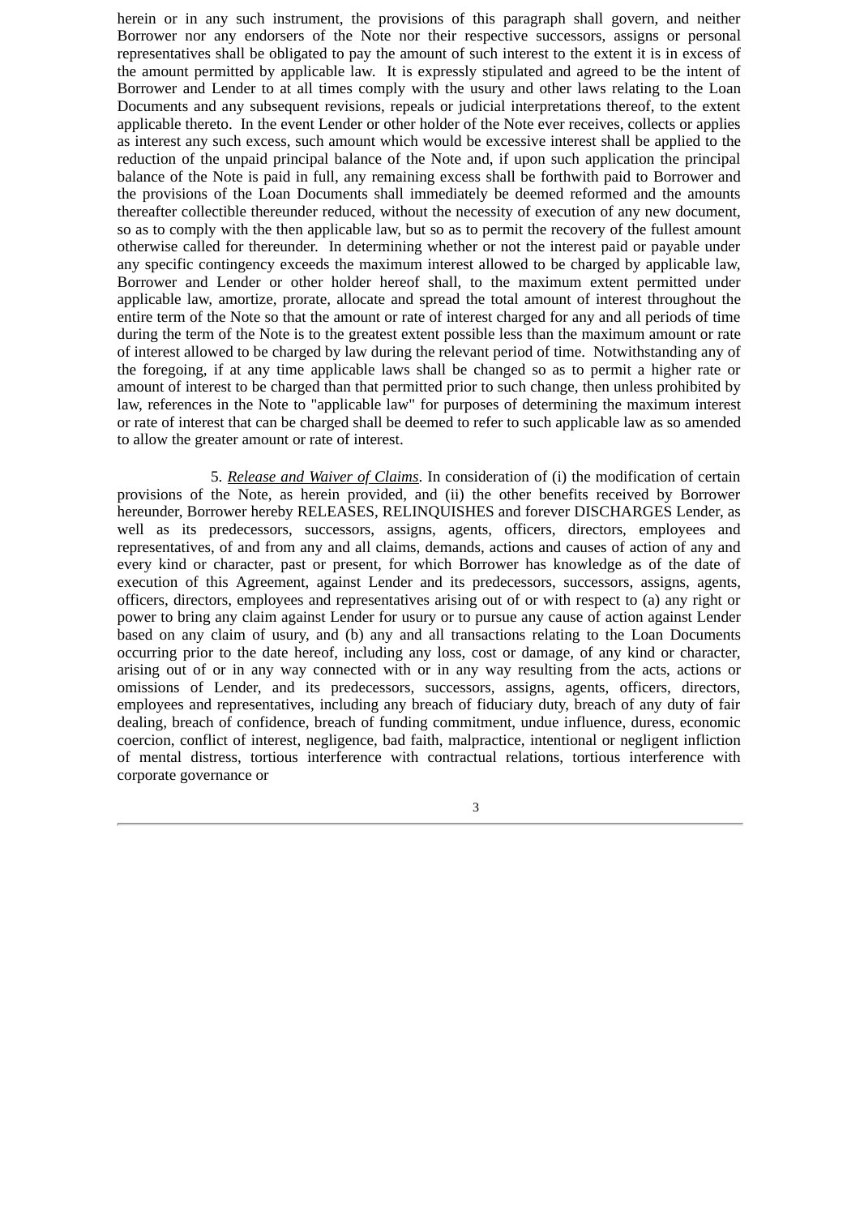herein or in any such instrument, the provisions of this paragraph shall govern, and neither Borrower nor any endorsers of the Note nor their respective successors, assigns or personal representatives shall be obligated to pay the amount of such interest to the extent it is in excess of the amount permitted by applicable law. It is expressly stipulated and agreed to be the intent of Borrower and Lender to at all times comply with the usury and other laws relating to the Loan Documents and any subsequent revisions, repeals or judicial interpretations thereof, to the extent applicable thereto. In the event Lender or other holder of the Note ever receives, collects or applies as interest any such excess, such amount which would be excessive interest shall be applied to the reduction of the unpaid principal balance of the Note and, if upon such application the principal balance of the Note is paid in full, any remaining excess shall be forthwith paid to Borrower and the provisions of the Loan Documents shall immediately be deemed reformed and the amounts thereafter collectible thereunder reduced, without the necessity of execution of any new document, so as to comply with the then applicable law, but so as to permit the recovery of the fullest amount otherwise called for thereunder. In determining whether or not the interest paid or payable under any specific contingency exceeds the maximum interest allowed to be charged by applicable law, Borrower and Lender or other holder hereof shall, to the maximum extent permitted under applicable law, amortize, prorate, allocate and spread the total amount of interest throughout the entire term of the Note so that the amount or rate of interest charged for any and all periods of time during the term of the Note is to the greatest extent possible less than the maximum amount or rate of interest allowed to be charged by law during the relevant period of time. Notwithstanding any of the foregoing, if at any time applicable laws shall be changed so as to permit a higher rate or amount of interest to be charged than that permitted prior to such change, then unless prohibited by law, references in the Note to "applicable law" for purposes of determining the maximum interest or rate of interest that can be charged shall be deemed to refer to such applicable law as so amended to allow the greater amount or rate of interest.

5. *Release and Waiver of Claims*. In consideration of (i) the modification of certain provisions of the Note, as herein provided, and (ii) the other benefits received by Borrower hereunder, Borrower hereby RELEASES, RELINQUISHES and forever DISCHARGES Lender, as well as its predecessors, successors, assigns, agents, officers, directors, employees and representatives, of and from any and all claims, demands, actions and causes of action of any and every kind or character, past or present, for which Borrower has knowledge as of the date of execution of this Agreement, against Lender and its predecessors, successors, assigns, agents, officers, directors, employees and representatives arising out of or with respect to (a) any right or power to bring any claim against Lender for usury or to pursue any cause of action against Lender based on any claim of usury, and (b) any and all transactions relating to the Loan Documents occurring prior to the date hereof, including any loss, cost or damage, of any kind or character, arising out of or in any way connected with or in any way resulting from the acts, actions or omissions of Lender, and its predecessors, successors, assigns, agents, officers, directors, employees and representatives, including any breach of fiduciary duty, breach of any duty of fair dealing, breach of confidence, breach of funding commitment, undue influence, duress, economic coercion, conflict of interest, negligence, bad faith, malpractice, intentional or negligent infliction of mental distress, tortious interference with contractual relations, tortious interference with corporate governance or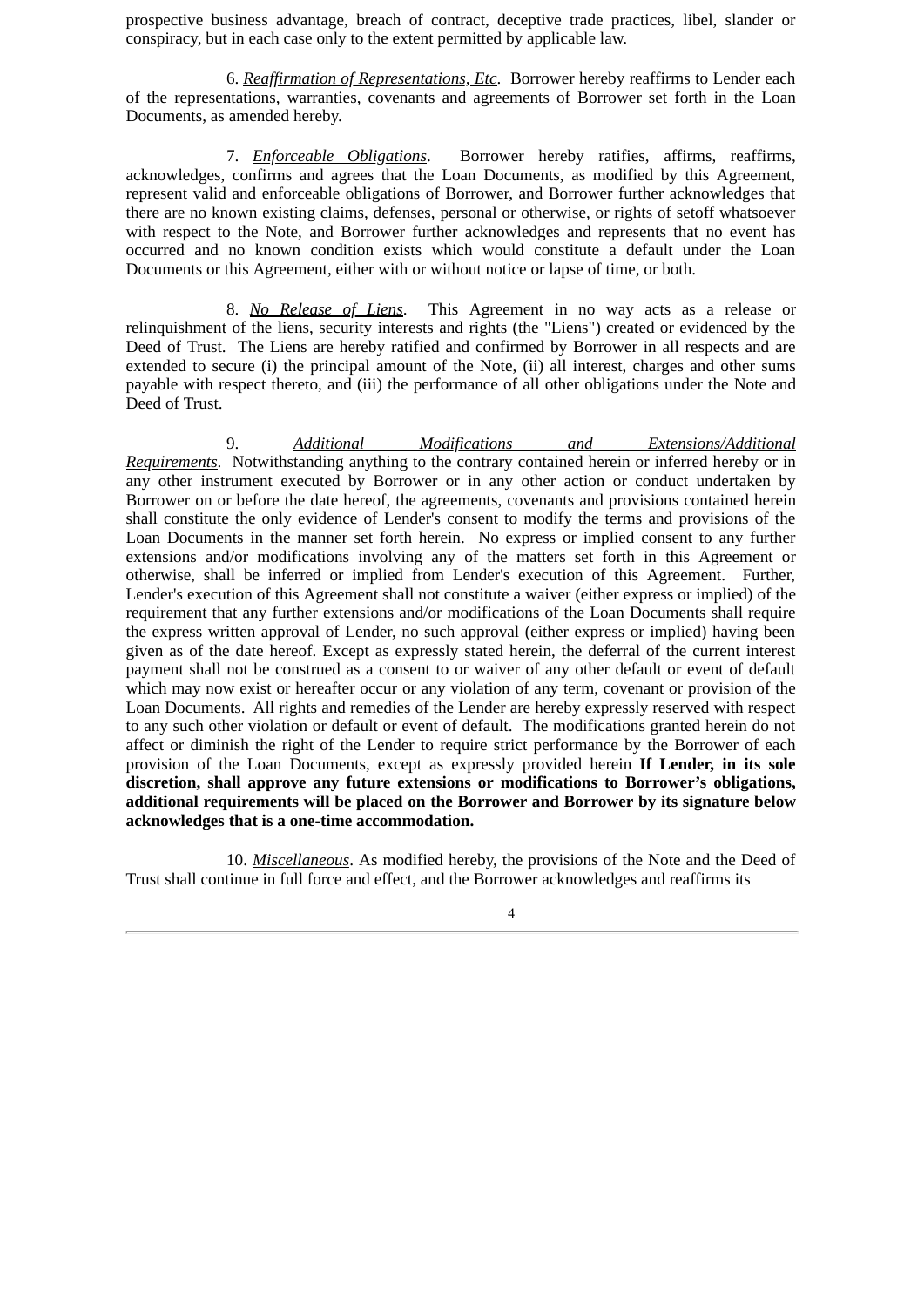prospective business advantage, breach of contract, deceptive trade practices, libel, slander or conspiracy, but in each case only to the extent permitted by applicable law.

6. *Reaffirmation of Representations, Etc*. Borrower hereby reaffirms to Lender each of the representations, warranties, covenants and agreements of Borrower set forth in the Loan Documents, as amended hereby.

7. *Enforceable Obligations*. Borrower hereby ratifies, affirms, reaffirms, acknowledges, confirms and agrees that the Loan Documents, as modified by this Agreement, represent valid and enforceable obligations of Borrower, and Borrower further acknowledges that there are no known existing claims, defenses, personal or otherwise, or rights of setoff whatsoever with respect to the Note, and Borrower further acknowledges and represents that no event has occurred and no known condition exists which would constitute a default under the Loan Documents or this Agreement, either with or without notice or lapse of time, or both.

8. *No Release of Liens*. This Agreement in no way acts as a release or relinquishment of the liens, security interests and rights (the "Liens") created or evidenced by the Deed of Trust. The Liens are hereby ratified and confirmed by Borrower in all respects and are extended to secure (i) the principal amount of the Note, (ii) all interest, charges and other sums payable with respect thereto, and (iii) the performance of all other obligations under the Note and Deed of Trust.

9. *Additional Modifications and Extensions/Additional Requirements*. Notwithstanding anything to the contrary contained herein or inferred hereby or in any other instrument executed by Borrower or in any other action or conduct undertaken by Borrower on or before the date hereof, the agreements, covenants and provisions contained herein shall constitute the only evidence of Lender's consent to modify the terms and provisions of the Loan Documents in the manner set forth herein. No express or implied consent to any further extensions and/or modifications involving any of the matters set forth in this Agreement or otherwise, shall be inferred or implied from Lender's execution of this Agreement. Further, Lender's execution of this Agreement shall not constitute a waiver (either express or implied) of the requirement that any further extensions and/or modifications of the Loan Documents shall require the express written approval of Lender, no such approval (either express or implied) having been given as of the date hereof. Except as expressly stated herein, the deferral of the current interest payment shall not be construed as a consent to or waiver of any other default or event of default which may now exist or hereafter occur or any violation of any term, covenant or provision of the Loan Documents. All rights and remedies of the Lender are hereby expressly reserved with respect to any such other violation or default or event of default. The modifications granted herein do not affect or diminish the right of the Lender to require strict performance by the Borrower of each provision of the Loan Documents, except as expressly provided herein **If Lender, in its sole discretion, shall approve any future extensions or modifications to Borrower's obligations, additional requirements will be placed on the Borrower and Borrower by its signature below acknowledges that is a one-time accommodation.**

10. *Miscellaneous*. As modified hereby, the provisions of the Note and the Deed of Trust shall continue in full force and effect, and the Borrower acknowledges and reaffirms its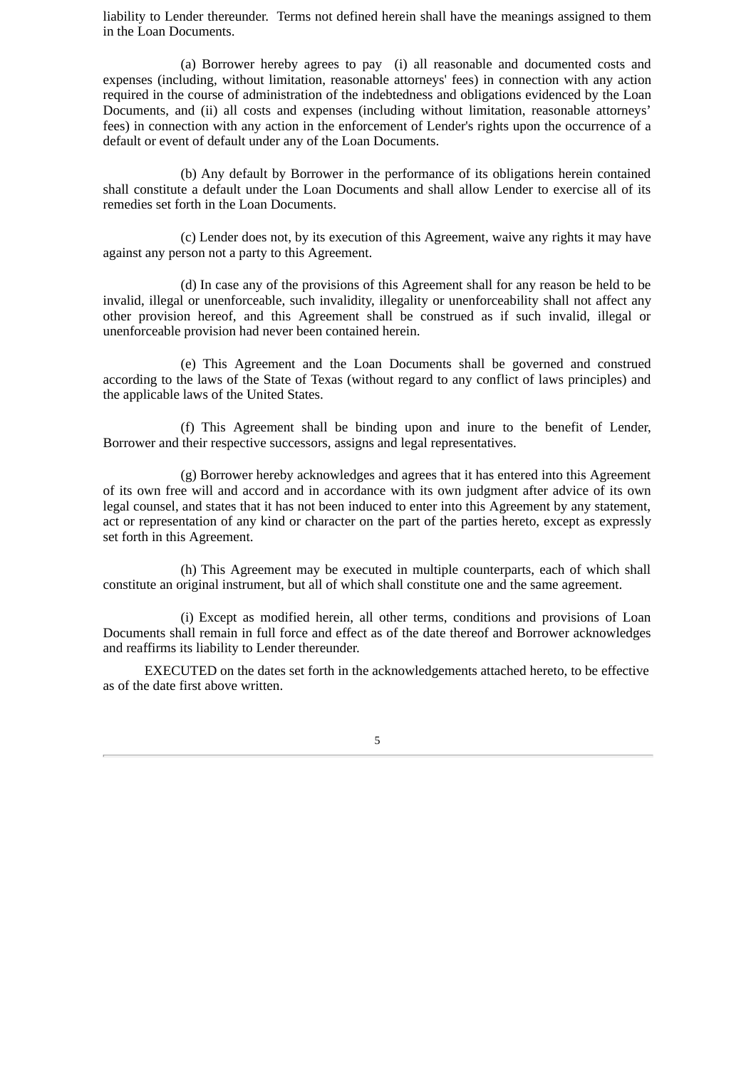liability to Lender thereunder. Terms not defined herein shall have the meanings assigned to them in the Loan Documents.

(a) Borrower hereby agrees to pay (i) all reasonable and documented costs and expenses (including, without limitation, reasonable attorneys' fees) in connection with any action required in the course of administration of the indebtedness and obligations evidenced by the Loan Documents, and (ii) all costs and expenses (including without limitation, reasonable attorneys' fees) in connection with any action in the enforcement of Lender's rights upon the occurrence of a default or event of default under any of the Loan Documents.

(b) Any default by Borrower in the performance of its obligations herein contained shall constitute a default under the Loan Documents and shall allow Lender to exercise all of its remedies set forth in the Loan Documents.

(c) Lender does not, by its execution of this Agreement, waive any rights it may have against any person not a party to this Agreement.

(d) In case any of the provisions of this Agreement shall for any reason be held to be invalid, illegal or unenforceable, such invalidity, illegality or unenforceability shall not affect any other provision hereof, and this Agreement shall be construed as if such invalid, illegal or unenforceable provision had never been contained herein.

(e) This Agreement and the Loan Documents shall be governed and construed according to the laws of the State of Texas (without regard to any conflict of laws principles) and the applicable laws of the United States.

(f) This Agreement shall be binding upon and inure to the benefit of Lender, Borrower and their respective successors, assigns and legal representatives.

(g) Borrower hereby acknowledges and agrees that it has entered into this Agreement of its own free will and accord and in accordance with its own judgment after advice of its own legal counsel, and states that it has not been induced to enter into this Agreement by any statement, act or representation of any kind or character on the part of the parties hereto, except as expressly set forth in this Agreement.

(h) This Agreement may be executed in multiple counterparts, each of which shall constitute an original instrument, but all of which shall constitute one and the same agreement.

(i) Except as modified herein, all other terms, conditions and provisions of Loan Documents shall remain in full force and effect as of the date thereof and Borrower acknowledges and reaffirms its liability to Lender thereunder.

EXECUTED on the dates set forth in the acknowledgements attached hereto, to be effective as of the date first above written.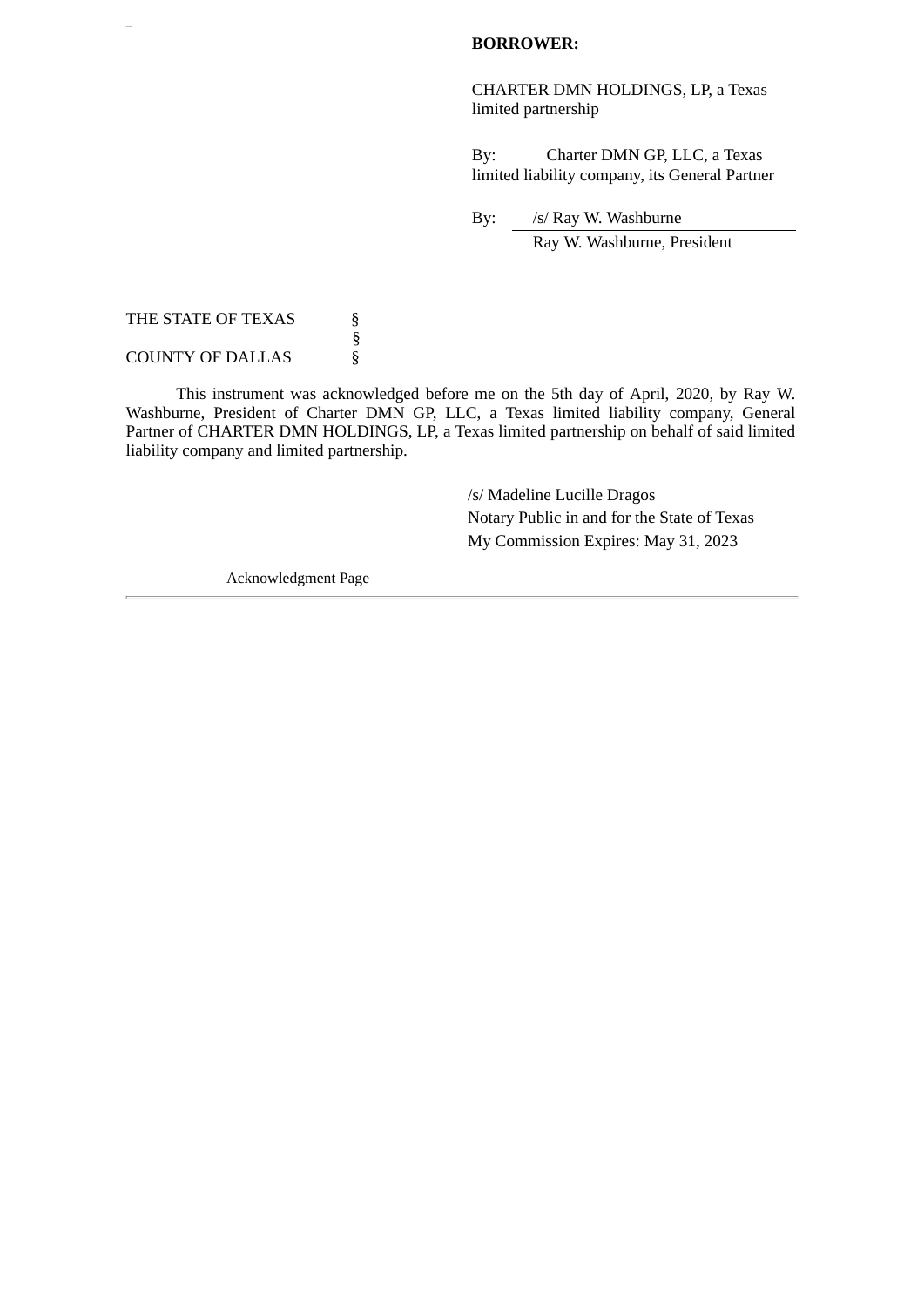**BORROWER:**

CHARTER DMN HOLDINGS, LP, a Texas limited partnership

By: Charter DMN GP, LLC, a Texas limited liability company, its General Partner

By: /s/ Ray W. Washburne
Ray W. Washburne, President

THE STATE OF TEXAS §
§
COUNTY OF DALLAS §

This instrument was acknowledged before me on the 5th day of April, 2020, by Ray W. Washburne, President of Charter DMN GP, LLC, a Texas limited liability company, General Partner of CHARTER DMN HOLDINGS, LP, a Texas limited partnership on behalf of said limited liability company and limited partnership.

/s/ Madeline Lucille Dragos
Notary Public in and for the State of Texas
My Commission Expires: May 31, 2023

Acknowledgment Page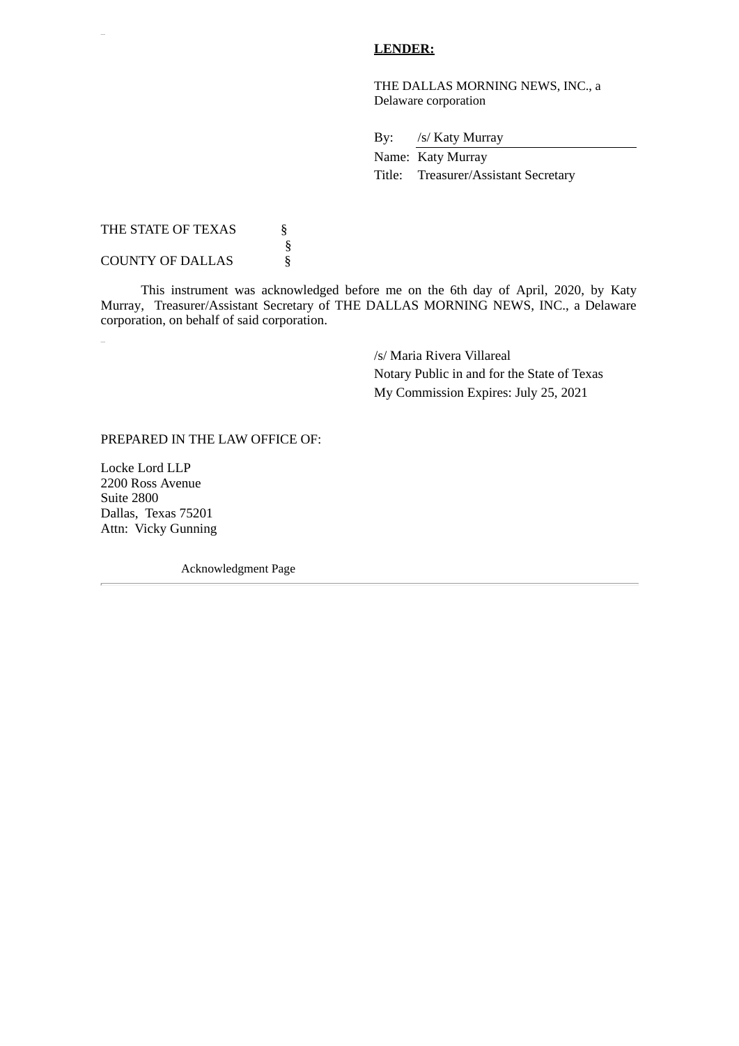**LENDER:**

THE DALLAS MORNING NEWS, INC., a Delaware corporation

By: /s/ Katy Murray
Name: Katy Murray
Title: Treasurer/Assistant Secretary

THE STATE OF TEXAS §
§
COUNTY OF DALLAS §

This instrument was acknowledged before me on the 6th day of April, 2020, by Katy Murray, Treasurer/Assistant Secretary of THE DALLAS MORNING NEWS, INC., a Delaware corporation, on behalf of said corporation.

/s/ Maria Rivera Villareal
Notary Public in and for the State of Texas
My Commission Expires: July 25, 2021

PREPARED IN THE LAW OFFICE OF:

Locke Lord LLP
2200 Ross Avenue
Suite 2800
Dallas, Texas 75201
Attn: Vicky Gunning

Acknowledgment Page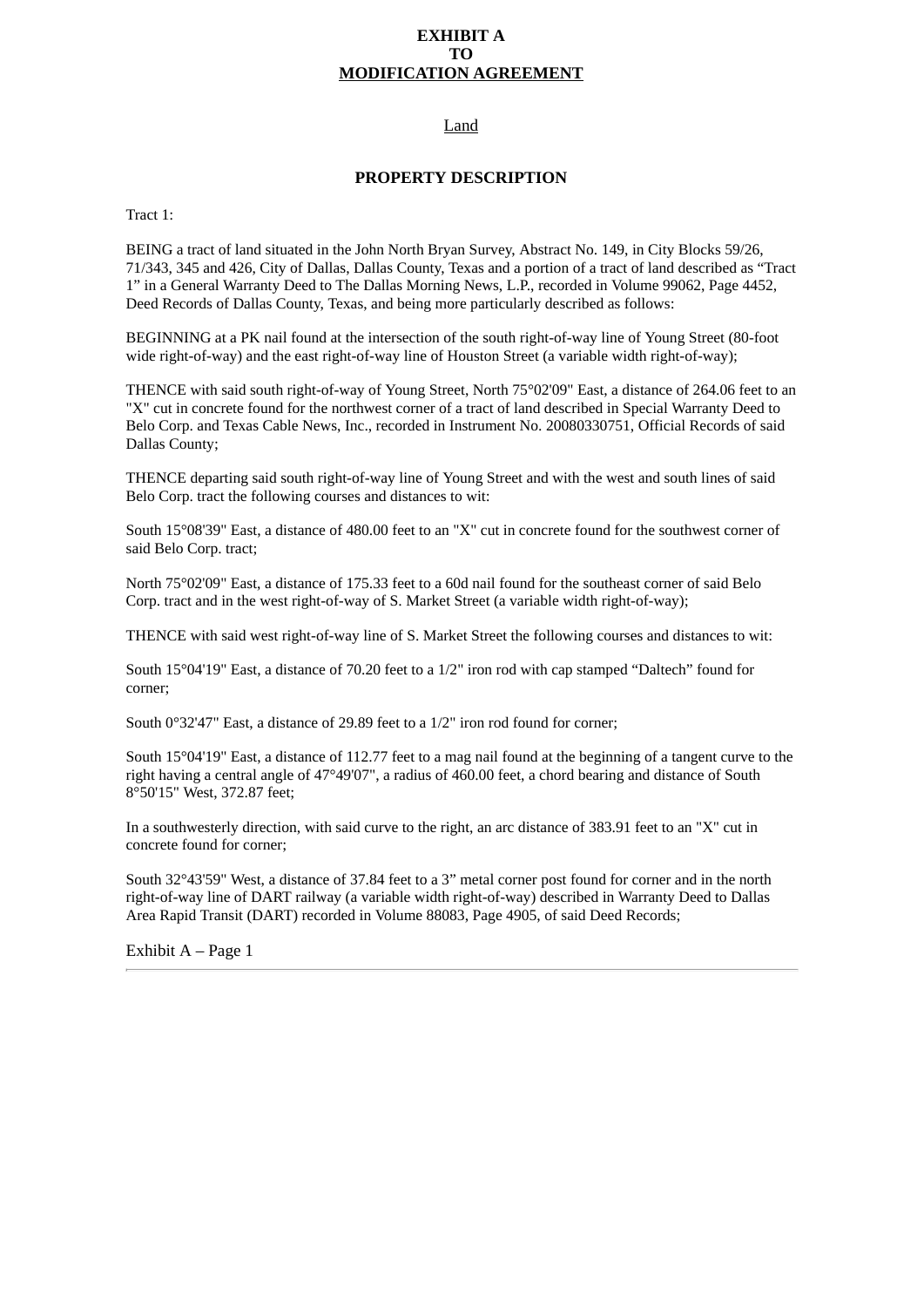**EXHIBIT A**
**TO**
**MODIFICATION AGREEMENT**

Land

**PROPERTY DESCRIPTION**

Tract 1:

BEING a tract of land situated in the John North Bryan Survey, Abstract No. 149, in City Blocks 59/26, 71/343, 345 and 426, City of Dallas, Dallas County, Texas and a portion of a tract of land described as "Tract 1" in a General Warranty Deed to The Dallas Morning News, L.P., recorded in Volume 99062, Page 4452, Deed Records of Dallas County, Texas, and being more particularly described as follows:

BEGINNING at a PK nail found at the intersection of the south right-of-way line of Young Street (80-foot wide right-of-way) and the east right-of-way line of Houston Street (a variable width right-of-way);

THENCE with said south right-of-way of Young Street, North 75°02'09" East, a distance of 264.06 feet to an "X" cut in concrete found for the northwest corner of a tract of land described in Special Warranty Deed to Belo Corp. and Texas Cable News, Inc., recorded in Instrument No. 20080330751, Official Records of said Dallas County;

THENCE departing said south right-of-way line of Young Street and with the west and south lines of said Belo Corp. tract the following courses and distances to wit:

South 15°08'39" East, a distance of 480.00 feet to an "X" cut in concrete found for the southwest corner of said Belo Corp. tract;

North 75°02'09" East, a distance of 175.33 feet to a 60d nail found for the southeast corner of said Belo Corp. tract and in the west right-of-way of S. Market Street (a variable width right-of-way);

THENCE with said west right-of-way line of S. Market Street the following courses and distances to wit:

South 15°04'19" East, a distance of 70.20 feet to a 1/2" iron rod with cap stamped "Daltech" found for corner;

South 0°32'47" East, a distance of 29.89 feet to a 1/2" iron rod found for corner;

South 15°04'19" East, a distance of 112.77 feet to a mag nail found at the beginning of a tangent curve to the right having a central angle of 47°49'07", a radius of 460.00 feet, a chord bearing and distance of South 8°50'15" West, 372.87 feet;

In a southwesterly direction, with said curve to the right, an arc distance of 383.91 feet to an "X" cut in concrete found for corner;

South 32°43'59" West, a distance of 37.84 feet to a 3" metal corner post found for corner and in the north right-of-way line of DART railway (a variable width right-of-way) described in Warranty Deed to Dallas Area Rapid Transit (DART) recorded in Volume 88083, Page 4905, of said Deed Records;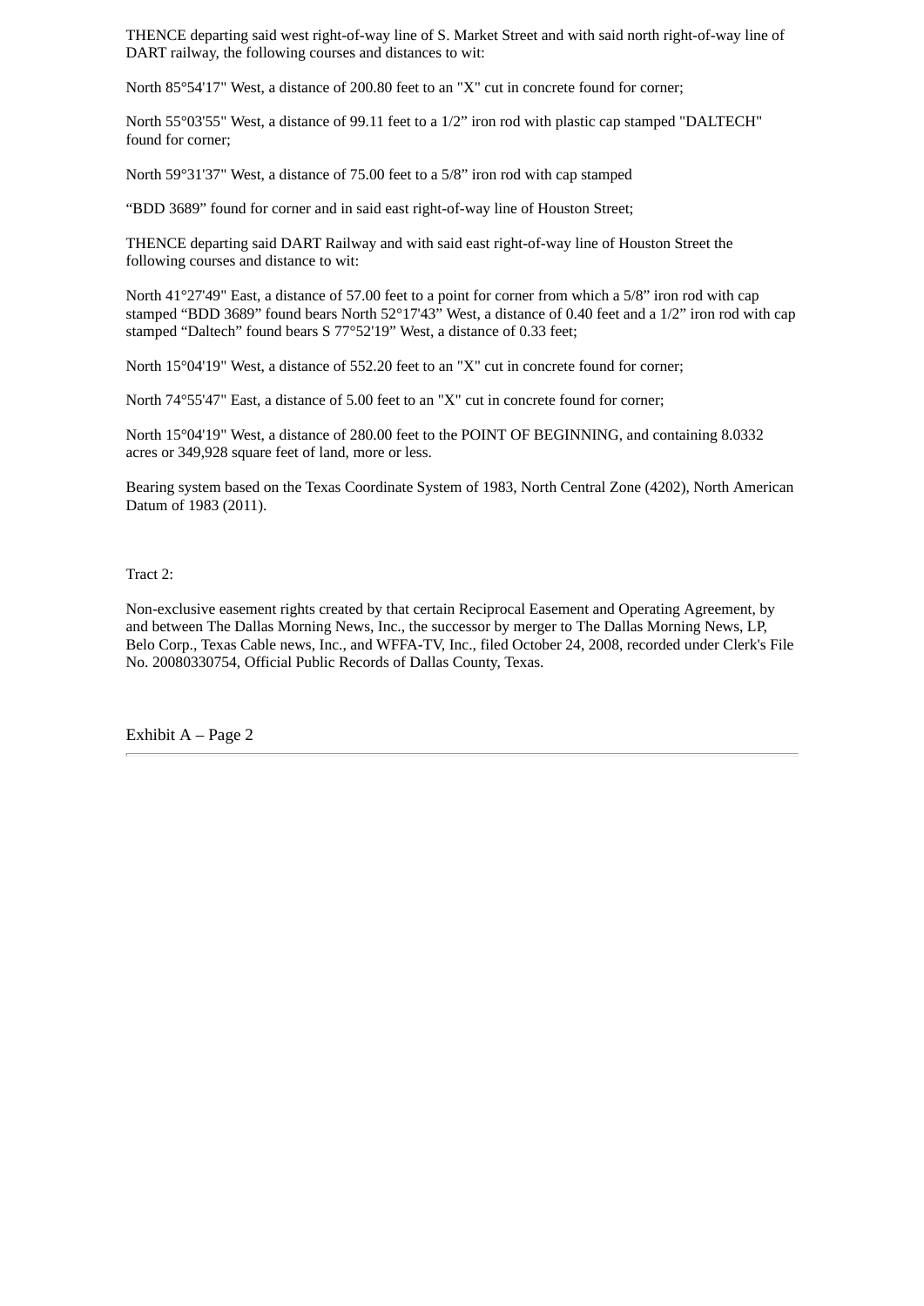THENCE departing said west right-of-way line of S. Market Street and with said north right-of-way line of DART railway, the following courses and distances to wit:

North 85°54'17" West, a distance of 200.80 feet to an "X" cut in concrete found for corner;

North 55°03'55" West, a distance of 99.11 feet to a 1/2" iron rod with plastic cap stamped "DALTECH" found for corner;

North 59°31'37" West, a distance of 75.00 feet to a 5/8" iron rod with cap stamped

"BDD 3689" found for corner and in said east right-of-way line of Houston Street;

THENCE departing said DART Railway and with said east right-of-way line of Houston Street the following courses and distance to wit:

North 41°27'49" East, a distance of 57.00 feet to a point for corner from which a 5/8" iron rod with cap stamped "BDD 3689" found bears North 52°17'43" West, a distance of 0.40 feet and a 1/2" iron rod with cap stamped "Daltech" found bears S 77°52'19" West, a distance of 0.33 feet;

North 15°04'19" West, a distance of 552.20 feet to an "X" cut in concrete found for corner;

North 74°55'47" East, a distance of 5.00 feet to an "X" cut in concrete found for corner;

North 15°04'19" West, a distance of 280.00 feet to the POINT OF BEGINNING, and containing 8.0332 acres or 349,928 square feet of land, more or less.

Bearing system based on the Texas Coordinate System of 1983, North Central Zone (4202), North American Datum of 1983 (2011).

Tract 2:

Non-exclusive easement rights created by that certain Reciprocal Easement and Operating Agreement, by and between The Dallas Morning News, Inc., the successor by merger to The Dallas Morning News, LP, Belo Corp., Texas Cable news, Inc., and WFFA-TV, Inc., filed October 24, 2008, recorded under Clerk's File No. 20080330754, Official Public Records of Dallas County, Texas.

Exhibit A – Page 2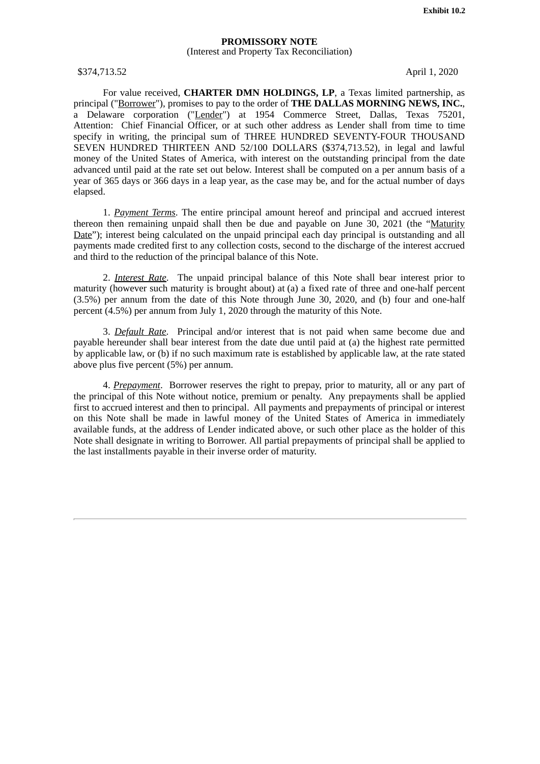Exhibit 10.2

**PROMISSORY NOTE**
(Interest and Property Tax Reconciliation)

$374,713.52 April 1, 2020

For value received, **CHARTER DMN HOLDINGS, LP**, a Texas limited partnership, as principal ("Borrower"), promises to pay to the order of **THE DALLAS MORNING NEWS, INC.**, a Delaware corporation ("Lender") at 1954 Commerce Street, Dallas, Texas 75201, Attention: Chief Financial Officer, or at such other address as Lender shall from time to time specify in writing, the principal sum of THREE HUNDRED SEVENTY-FOUR THOUSAND SEVEN HUNDRED THIRTEEN AND 52/100 DOLLARS ($374,713.52), in legal and lawful money of the United States of America, with interest on the outstanding principal from the date advanced until paid at the rate set out below. Interest shall be computed on a per annum basis of a year of 365 days or 366 days in a leap year, as the case may be, and for the actual number of days elapsed.

1. *Payment Terms*. The entire principal amount hereof and principal and accrued interest thereon then remaining unpaid shall then be due and payable on June 30, 2021 (the "Maturity Date"); interest being calculated on the unpaid principal each day principal is outstanding and all payments made credited first to any collection costs, second to the discharge of the interest accrued and third to the reduction of the principal balance of this Note.

2. *Interest Rate*. The unpaid principal balance of this Note shall bear interest prior to maturity (however such maturity is brought about) at (a) a fixed rate of three and one-half percent (3.5%) per annum from the date of this Note through June 30, 2020, and (b) four and one-half percent (4.5%) per annum from July 1, 2020 through the maturity of this Note.

3. *Default Rate*. Principal and/or interest that is not paid when same become due and payable hereunder shall bear interest from the date due until paid at (a) the highest rate permitted by applicable law, or (b) if no such maximum rate is established by applicable law, at the rate stated above plus five percent (5%) per annum.

4. *Prepayment*. Borrower reserves the right to prepay, prior to maturity, all or any part of the principal of this Note without notice, premium or penalty. Any prepayments shall be applied first to accrued interest and then to principal. All payments and prepayments of principal or interest on this Note shall be made in lawful money of the United States of America in immediately available funds, at the address of Lender indicated above, or such other place as the holder of this Note shall designate in writing to Borrower. All partial prepayments of principal shall be applied to the last installments payable in their inverse order of maturity.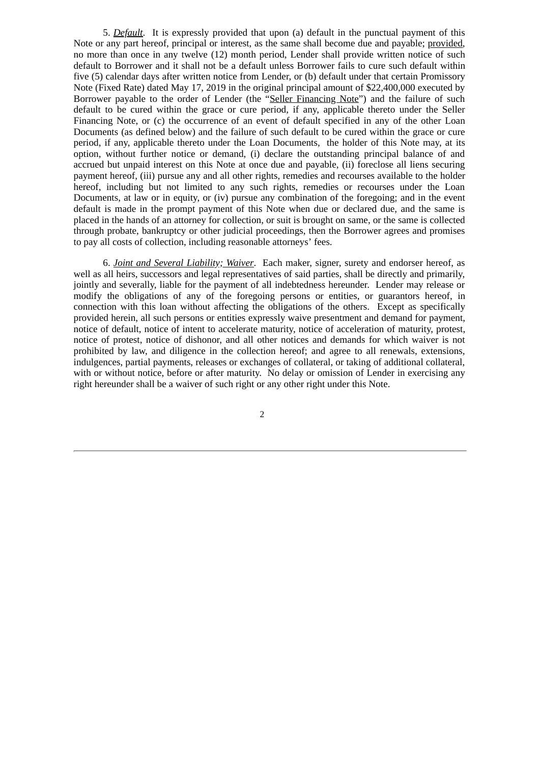5. ***Default***. It is expressly provided that upon (a) default in the punctual payment of this Note or any part hereof, principal or interest, as the same shall become due and payable; provided, no more than once in any twelve (12) month period, Lender shall provide written notice of such default to Borrower and it shall not be a default unless Borrower fails to cure such default within five (5) calendar days after written notice from Lender, or (b) default under that certain Promissory Note (Fixed Rate) dated May 17, 2019 in the original principal amount of $22,400,000 executed by Borrower payable to the order of Lender (the "Seller Financing Note") and the failure of such default to be cured within the grace or cure period, if any, applicable thereto under the Seller Financing Note, or (c) the occurrence of an event of default specified in any of the other Loan Documents (as defined below) and the failure of such default to be cured within the grace or cure period, if any, applicable thereto under the Loan Documents, the holder of this Note may, at its option, without further notice or demand, (i) declare the outstanding principal balance of and accrued but unpaid interest on this Note at once due and payable, (ii) foreclose all liens securing payment hereof, (iii) pursue any and all other rights, remedies and recourses available to the holder hereof, including but not limited to any such rights, remedies or recourses under the Loan Documents, at law or in equity, or (iv) pursue any combination of the foregoing; and in the event default is made in the prompt payment of this Note when due or declared due, and the same is placed in the hands of an attorney for collection, or suit is brought on same, or the same is collected through probate, bankruptcy or other judicial proceedings, then the Borrower agrees and promises to pay all costs of collection, including reasonable attorneys' fees.

6. *Joint and Several Liability; Waiver*. Each maker, signer, surety and endorser hereof, as well as all heirs, successors and legal representatives of said parties, shall be directly and primarily, jointly and severally, liable for the payment of all indebtedness hereunder. Lender may release or modify the obligations of any of the foregoing persons or entities, or guarantors hereof, in connection with this loan without affecting the obligations of the others. Except as specifically provided herein, all such persons or entities expressly waive presentment and demand for payment, notice of default, notice of intent to accelerate maturity, notice of acceleration of maturity, protest, notice of protest, notice of dishonor, and all other notices and demands for which waiver is not prohibited by law, and diligence in the collection hereof; and agree to all renewals, extensions, indulgences, partial payments, releases or exchanges of collateral, or taking of additional collateral, with or without notice, before or after maturity. No delay or omission of Lender in exercising any right hereunder shall be a waiver of such right or any other right under this Note.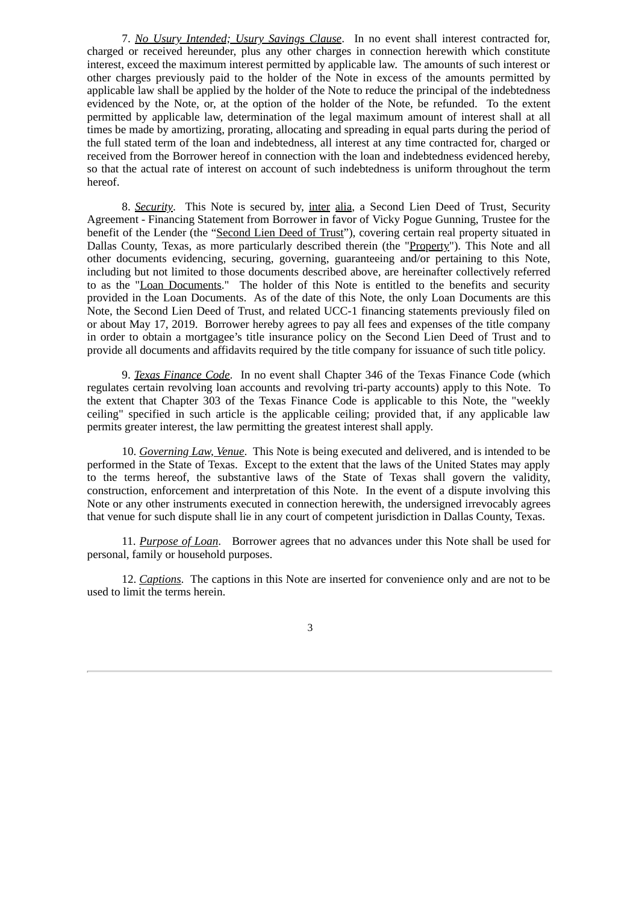7. *No Usury Intended; Usury Savings Clause*. In no event shall interest contracted for, charged or received hereunder, plus any other charges in connection herewith which constitute interest, exceed the maximum interest permitted by applicable law. The amounts of such interest or other charges previously paid to the holder of the Note in excess of the amounts permitted by applicable law shall be applied by the holder of the Note to reduce the principal of the indebtedness evidenced by the Note, or, at the option of the holder of the Note, be refunded. To the extent permitted by applicable law, determination of the legal maximum amount of interest shall at all times be made by amortizing, prorating, allocating and spreading in equal parts during the period of the full stated term of the loan and indebtedness, all interest at any time contracted for, charged or received from the Borrower hereof in connection with the loan and indebtedness evidenced hereby, so that the actual rate of interest on account of such indebtedness is uniform throughout the term hereof.

8. *Security*. This Note is secured by, inter alia, a Second Lien Deed of Trust, Security Agreement - Financing Statement from Borrower in favor of Vicky Pogue Gunning, Trustee for the benefit of the Lender (the "Second Lien Deed of Trust"), covering certain real property situated in Dallas County, Texas, as more particularly described therein (the "Property"). This Note and all other documents evidencing, securing, governing, guaranteeing and/or pertaining to this Note, including but not limited to those documents described above, are hereinafter collectively referred to as the "Loan Documents." The holder of this Note is entitled to the benefits and security provided in the Loan Documents. As of the date of this Note, the only Loan Documents are this Note, the Second Lien Deed of Trust, and related UCC-1 financing statements previously filed on or about May 17, 2019. Borrower hereby agrees to pay all fees and expenses of the title company in order to obtain a mortgagee's title insurance policy on the Second Lien Deed of Trust and to provide all documents and affidavits required by the title company for issuance of such title policy.

9. *Texas Finance Code*. In no event shall Chapter 346 of the Texas Finance Code (which regulates certain revolving loan accounts and revolving tri-party accounts) apply to this Note. To the extent that Chapter 303 of the Texas Finance Code is applicable to this Note, the "weekly ceiling" specified in such article is the applicable ceiling; provided that, if any applicable law permits greater interest, the law permitting the greatest interest shall apply.

10. *Governing Law, Venue*. This Note is being executed and delivered, and is intended to be performed in the State of Texas. Except to the extent that the laws of the United States may apply to the terms hereof, the substantive laws of the State of Texas shall govern the validity, construction, enforcement and interpretation of this Note. In the event of a dispute involving this Note or any other instruments executed in connection herewith, the undersigned irrevocably agrees that venue for such dispute shall lie in any court of competent jurisdiction in Dallas County, Texas.

11. *Purpose of Loan*. Borrower agrees that no advances under this Note shall be used for personal, family or household purposes.

12. *Captions*. The captions in this Note are inserted for convenience only and are not to be used to limit the terms herein.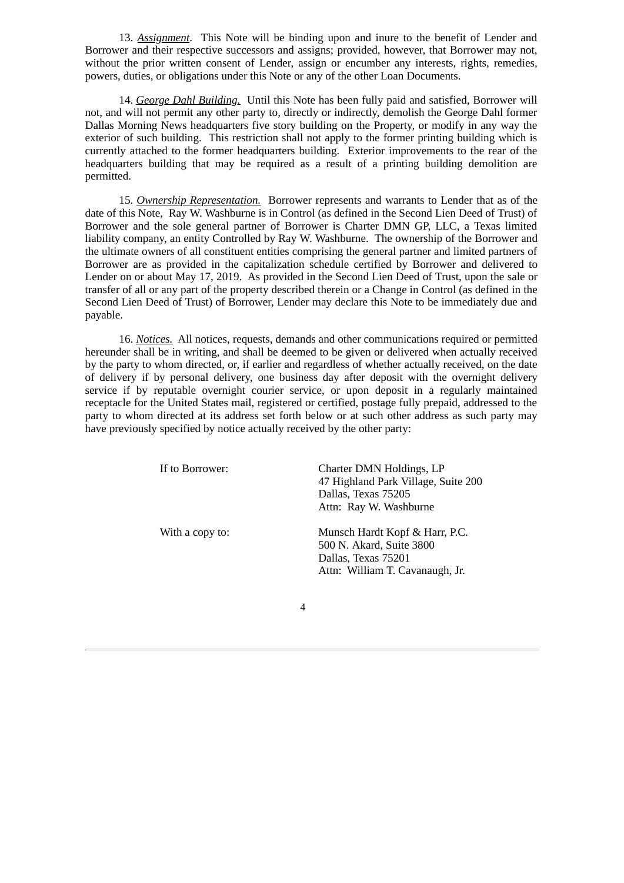13. ***Assignment***. This Note will be binding upon and inure to the benefit of Lender and Borrower and their respective successors and assigns; provided, however, that Borrower may not, without the prior written consent of Lender, assign or encumber any interests, rights, remedies, powers, duties, or obligations under this Note or any of the other Loan Documents.

14. *George Dahl Building.* Until this Note has been fully paid and satisfied, Borrower will not, and will not permit any other party to, directly or indirectly, demolish the George Dahl former Dallas Morning News headquarters five story building on the Property, or modify in any way the exterior of such building. This restriction shall not apply to the former printing building which is currently attached to the former headquarters building. Exterior improvements to the rear of the headquarters building that may be required as a result of a printing building demolition are permitted.

15. *Ownership Representation.* Borrower represents and warrants to Lender that as of the date of this Note, Ray W. Washburne is in Control (as defined in the Second Lien Deed of Trust) of Borrower and the sole general partner of Borrower is Charter DMN GP, LLC, a Texas limited liability company, an entity Controlled by Ray W. Washburne. The ownership of the Borrower and the ultimate owners of all constituent entities comprising the general partner and limited partners of Borrower are as provided in the capitalization schedule certified by Borrower and delivered to Lender on or about May 17, 2019. As provided in the Second Lien Deed of Trust, upon the sale or transfer of all or any part of the property described therein or a Change in Control (as defined in the Second Lien Deed of Trust) of Borrower, Lender may declare this Note to be immediately due and payable.

16. *Notices.* All notices, requests, demands and other communications required or permitted hereunder shall be in writing, and shall be deemed to be given or delivered when actually received by the party to whom directed, or, if earlier and regardless of whether actually received, on the date of delivery if by personal delivery, one business day after deposit with the overnight delivery service if by reputable overnight courier service, or upon deposit in a regularly maintained receptacle for the United States mail, registered or certified, postage fully prepaid, addressed to the party to whom directed at its address set forth below or at such other address as such party may have previously specified by notice actually received by the other party:

If to Borrower:

Charter DMN Holdings, LP
47 Highland Park Village, Suite 200
Dallas, Texas 75205
Attn: Ray W. Washburne

With a copy to:

Munsch Hardt Kopf & Harr, P.C.
500 N. Akard, Suite 3800
Dallas, Texas 75201
Attn: William T. Cavanaugh, Jr.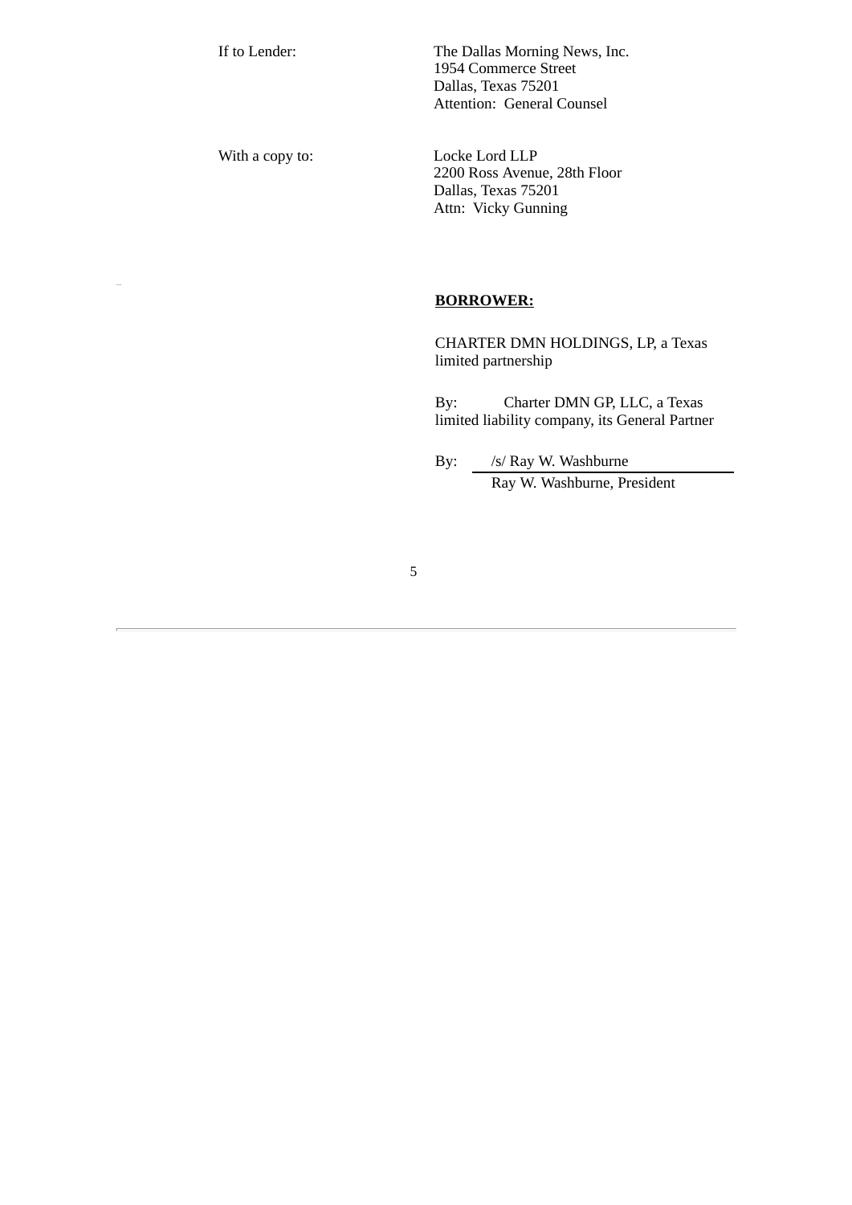| | |
|---|---|
| If to Lender: | The Dallas Morning News, Inc.<br>1954 Commerce Street<br>Dallas, Texas 75201<br>Attention: General Counsel |
| With a copy to: | Locke Lord LLP<br>2200 Ross Avenue, 28th Floor<br>Dallas, Texas 75201<br>Attn: Vicky Gunning |

**BORROWER:**

CHARTER DMN HOLDINGS, LP, a Texas limited partnership

By: Charter DMN GP, LLC, a Texas limited liability company, its General Partner

By: /s/ Ray W. Washburne
Ray W. Washburne, President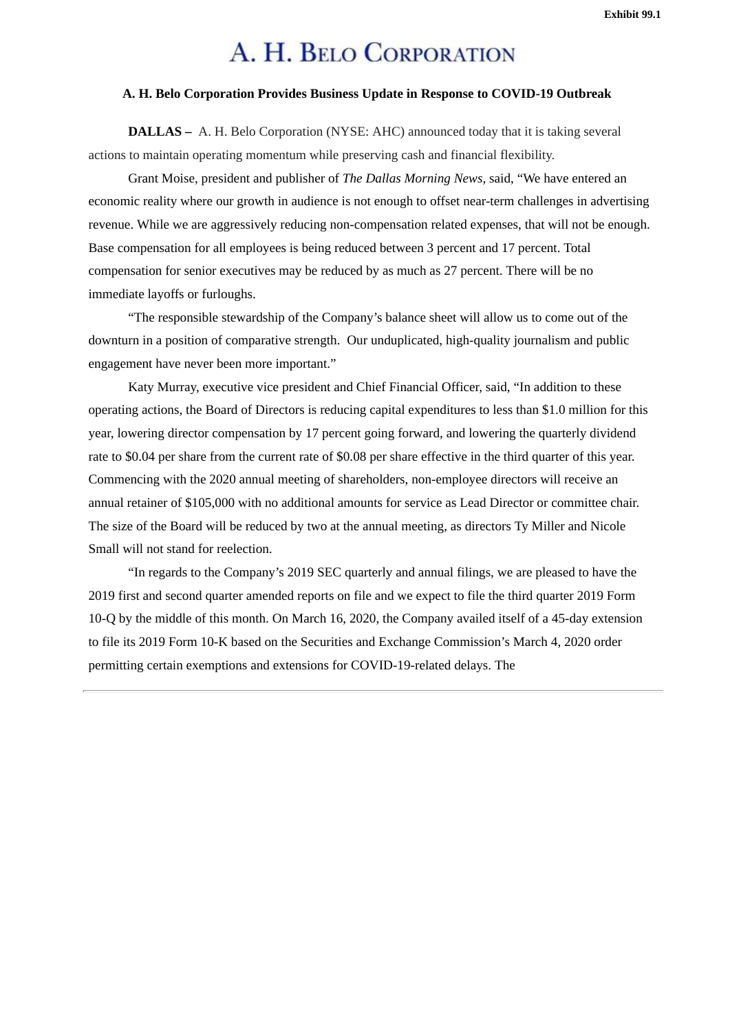Exhibit 99.1

# A. H. BELO CORPORATION

**A. H. Belo Corporation Provides Business Update in Response to COVID-19 Outbreak**

**DALLAS –** A. H. Belo Corporation (NYSE: AHC) announced today that it is taking several actions to maintain operating momentum while preserving cash and financial flexibility.

Grant Moise, president and publisher of *The Dallas Morning News*, said, “We have entered an economic reality where our growth in audience is not enough to offset near-term challenges in advertising revenue. While we are aggressively reducing non-compensation related expenses, that will not be enough. Base compensation for all employees is being reduced between 3 percent and 17 percent. Total compensation for senior executives may be reduced by as much as 27 percent. There will be no immediate layoffs or furloughs.

“The responsible stewardship of the Company’s balance sheet will allow us to come out of the downturn in a position of comparative strength. Our unduplicated, high-quality journalism and public engagement have never been more important.”

Katy Murray, executive vice president and Chief Financial Officer, said, “In addition to these operating actions, the Board of Directors is reducing capital expenditures to less than $1.0 million for this year, lowering director compensation by 17 percent going forward, and lowering the quarterly dividend rate to $0.04 per share from the current rate of $0.08 per share effective in the third quarter of this year. Commencing with the 2020 annual meeting of shareholders, non-employee directors will receive an annual retainer of $105,000 with no additional amounts for service as Lead Director or committee chair. The size of the Board will be reduced by two at the annual meeting, as directors Ty Miller and Nicole Small will not stand for reelection.

“In regards to the Company’s 2019 SEC quarterly and annual filings, we are pleased to have the 2019 first and second quarter amended reports on file and we expect to file the third quarter 2019 Form 10-Q by the middle of this month. On March 16, 2020, the Company availed itself of a 45-day extension to file its 2019 Form 10-K based on the Securities and Exchange Commission’s March 4, 2020 order permitting certain exemptions and extensions for COVID-19-related delays. The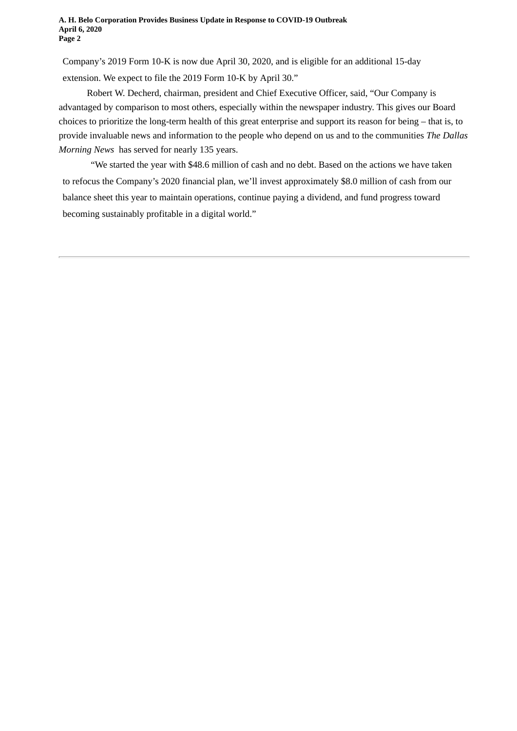Company's 2019 Form 10-K is now due April 30, 2020, and is eligible for an additional 15-day extension. We expect to file the 2019 Form 10-K by April 30."

Robert W. Decherd, chairman, president and Chief Executive Officer, said, "Our Company is advantaged by comparison to most others, especially within the newspaper industry. This gives our Board choices to prioritize the long-term health of this great enterprise and support its reason for being – that is, to provide invaluable news and information to the people who depend on us and to the communities *The Dallas Morning News* has served for nearly 135 years.

"We started the year with $48.6 million of cash and no debt. Based on the actions we have taken to refocus the Company's 2020 financial plan, we'll invest approximately $8.0 million of cash from our balance sheet this year to maintain operations, continue paying a dividend, and fund progress toward becoming sustainably profitable in a digital world."

---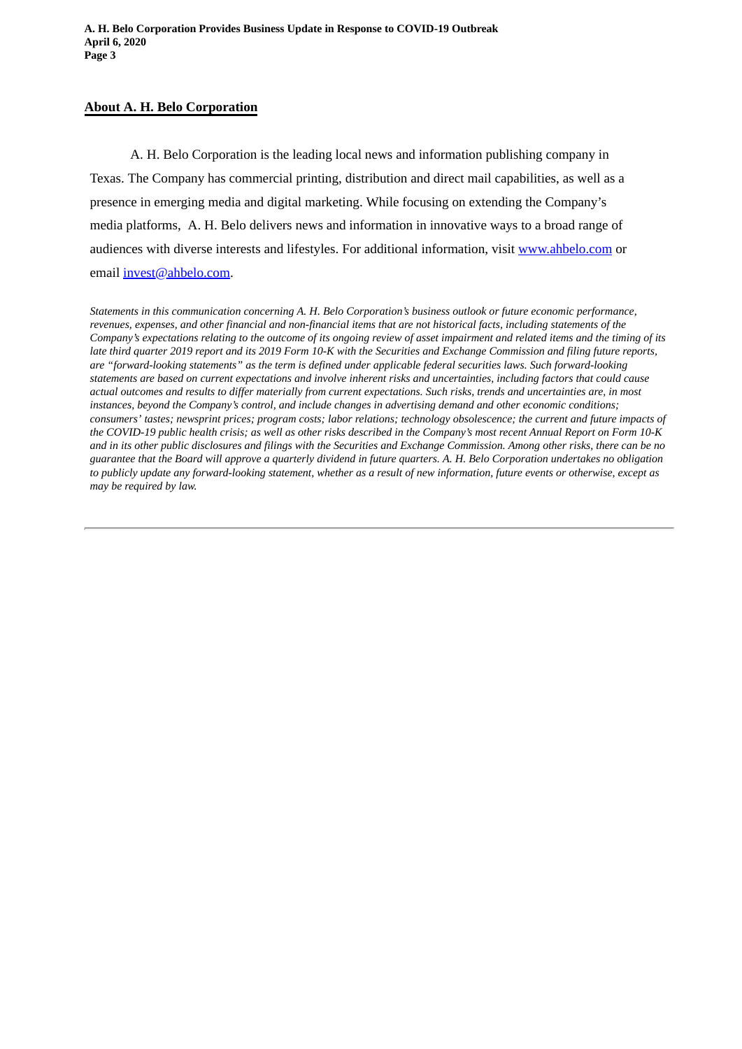## About A. H. Belo Corporation

A. H. Belo Corporation is the leading local news and information publishing company in Texas. The Company has commercial printing, distribution and direct mail capabilities, as well as a presence in emerging media and digital marketing. While focusing on extending the Company's media platforms, A. H. Belo delivers news and information in innovative ways to a broad range of audiences with diverse interests and lifestyles. For additional information, visit [www.ahbelo.com](http://www.ahbelo.com) or email [invest@ahbelo.com](mailto:invest@ahbelo.com).

*Statements in this communication concerning A. H. Belo Corporation's business outlook or future economic performance, revenues, expenses, and other financial and non-financial items that are not historical facts, including statements of the Company's expectations relating to the outcome of its ongoing review of asset impairment and related items and the timing of its late third quarter 2019 report and its 2019 Form 10-K with the Securities and Exchange Commission and filing future reports, are "forward-looking statements" as the term is defined under applicable federal securities laws. Such forward-looking statements are based on current expectations and involve inherent risks and uncertainties, including factors that could cause actual outcomes and results to differ materially from current expectations. Such risks, trends and uncertainties are, in most instances, beyond the Company's control, and include changes in advertising demand and other economic conditions; consumers' tastes; newsprint prices; program costs; labor relations; technology obsolescence; the current and future impacts of the COVID-19 public health crisis; as well as other risks described in the Company's most recent Annual Report on Form 10-K and in its other public disclosures and filings with the Securities and Exchange Commission. Among other risks, there can be no guarantee that the Board will approve a quarterly dividend in future quarters. A. H. Belo Corporation undertakes no obligation to publicly update any forward-looking statement, whether as a result of new information, future events or otherwise, except as may be required by law.*